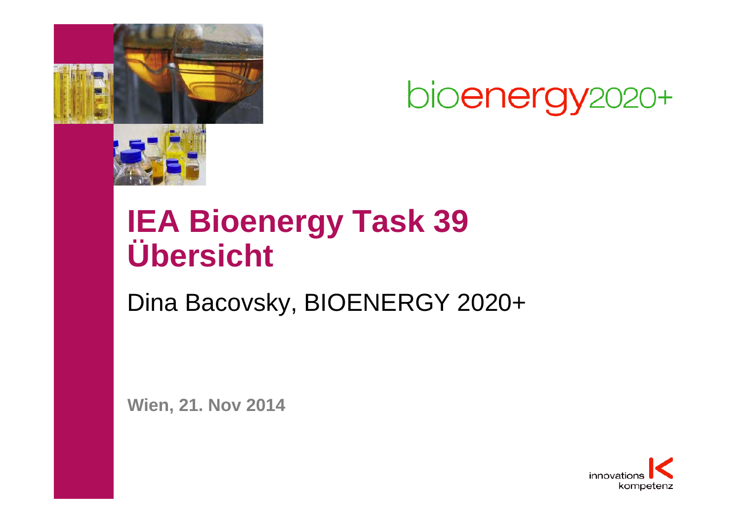bioenergy2020+

# IEA Bioenergy Task 39 Übersicht

Dina Bacovsky, BIOENERGY 2020+

**Wien, 21. Nov 2014**

innovations kompetenz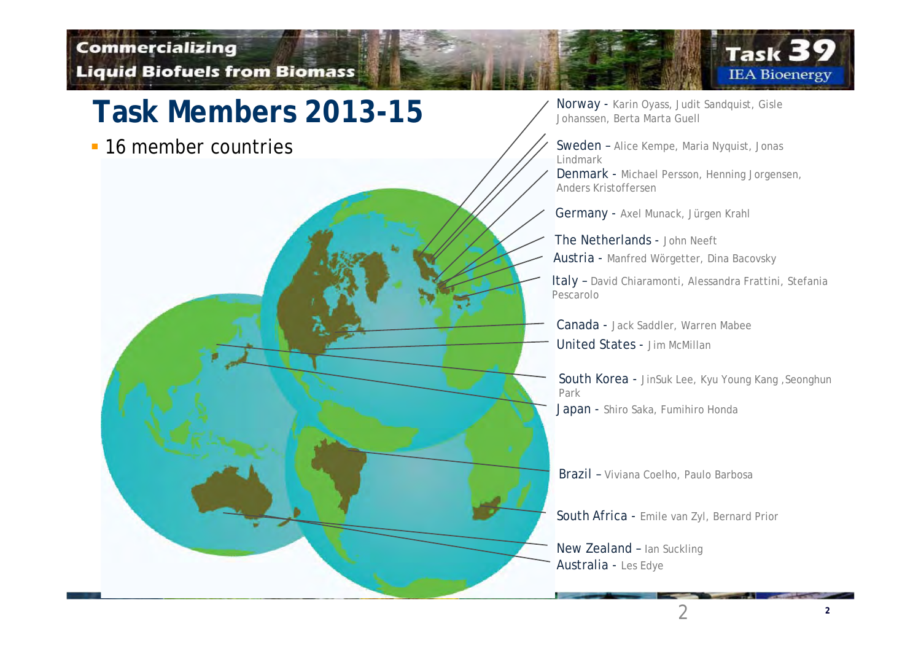# Task Members 2013-15

- 16 member countries

Norway - Karin Oyass, Judit Sandquist, Gisle Johanssen, Berta Marta Guell

Sweden – Alice Kempe, Maria Nyquist, Jonas Lindmark

Denmark - Michael Persson, Henning Jorgensen, Anders Kristoffersen

Germany - Axel Munack, Jürgen Krahl

The Netherlands - John Neeft

Austria - Manfred Wörgetter, Dina Bacovsky

Italy – David Chiaramonti, Alessandra Frattini, Stefania Pescarolo

Canada - Jack Saddler, Warren Mabee

United States - Jim McMillan

South Korea - JinSuk Lee, Kyu Young Kang ,Seonghun Park

Japan - Shiro Saka, Fumihiro Honda

Brazil – Viviana Coelho, Paulo Barbosa

South Africa - Emile van Zyl, Bernard Prior

New Zealand – Ian Suckling

Australia - Les Edye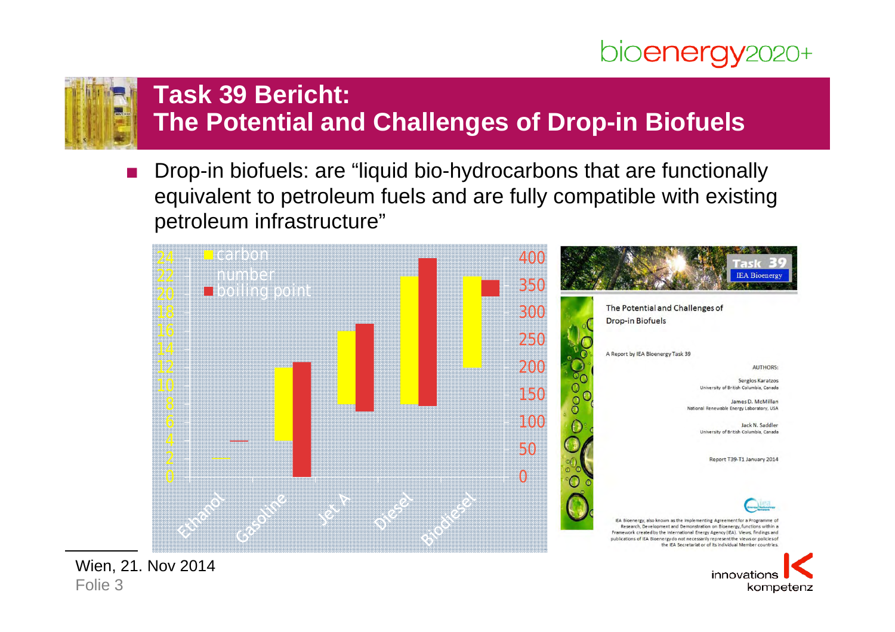## Task 39 Bericht: The Potential and Challenges of Drop-in Biofuels

- Drop-in biofuels: are "liquid bio-hydrocarbons that are functionally equivalent to petroleum fuels and are fully compatible with existing petroleum infrastructure"

Wien, 21. Nov 2014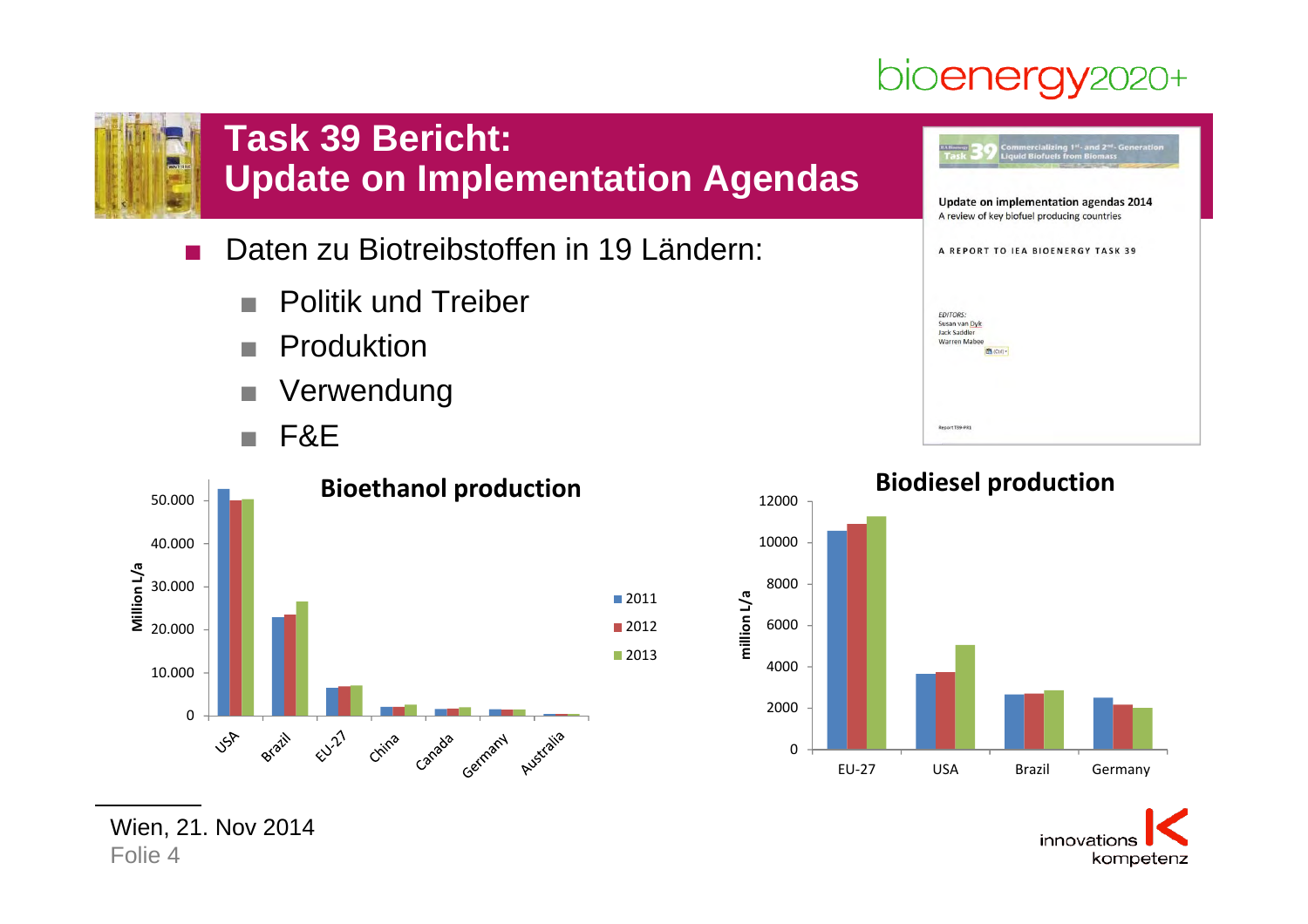# Task 39 Bericht: Update on Implementation Agendas

- Daten zu Biotreibstoffen in 19 Ländern:
  - Politik und Treiber
  - Produktion
  - Verwendung
  - F&E

Commercializing 1st- and 2nd-Generation Liquid Biofuels from Biomass

Update on implementation agendas 2014
A review of key biofuel producing countries

A REPORT TO IEA BIOENERGY TASK 39

EDITORS:
Susan van Dyk
Jack Saddler
Warren Mabee

**Bioethanol production**

Million L/a

USA, Brazil, EU-27, China, Canada, Germany, Australia — 2011, 2012, 2013

**Biodiesel production**

million L/a

EU-27, USA, Brazil, Germany

Wien, 21. Nov 2014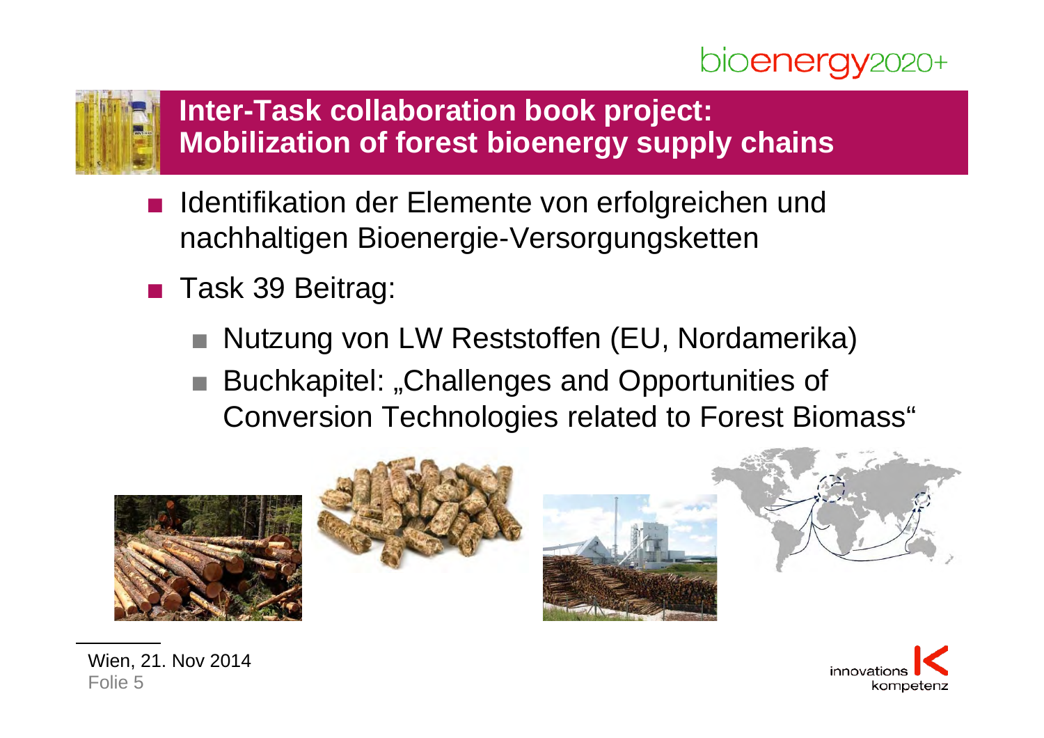# Inter-Task collaboration book project: Mobilization of forest bioenergy supply chains

- Identifikation der Elemente von erfolgreichen und nachhaltigen Bioenergie-Versorgungsketten
- Task 39 Beitrag:
  - Nutzung von LW Reststoffen (EU, Nordamerika)
  - Buchkapitel: „Challenges and Opportunities of Conversion Technologies related to Forest Biomass"

Wien, 21. Nov 2014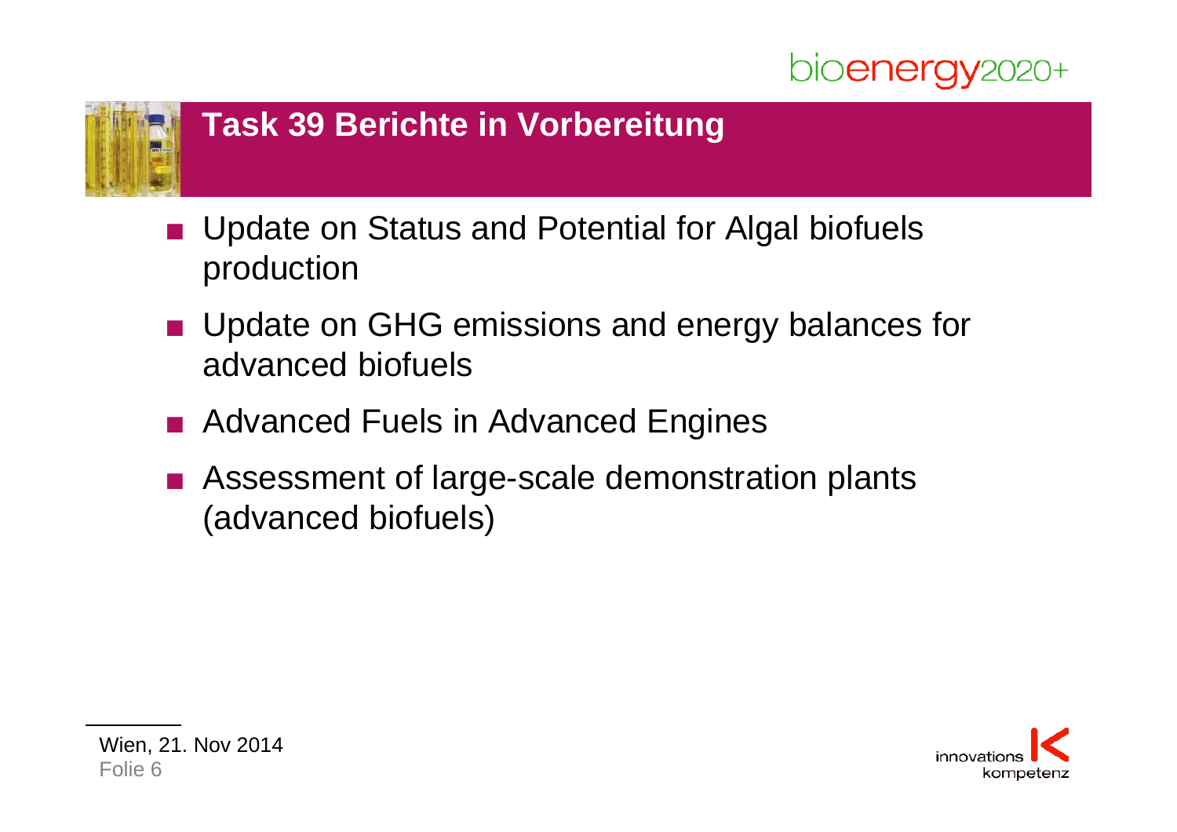# Task 39 Berichte in Vorbereitung

- Update on Status and Potential for Algal biofuels production
- Update on GHG emissions and energy balances for advanced biofuels
- Advanced Fuels in Advanced Engines
- Assessment of large-scale demonstration plants (advanced biofuels)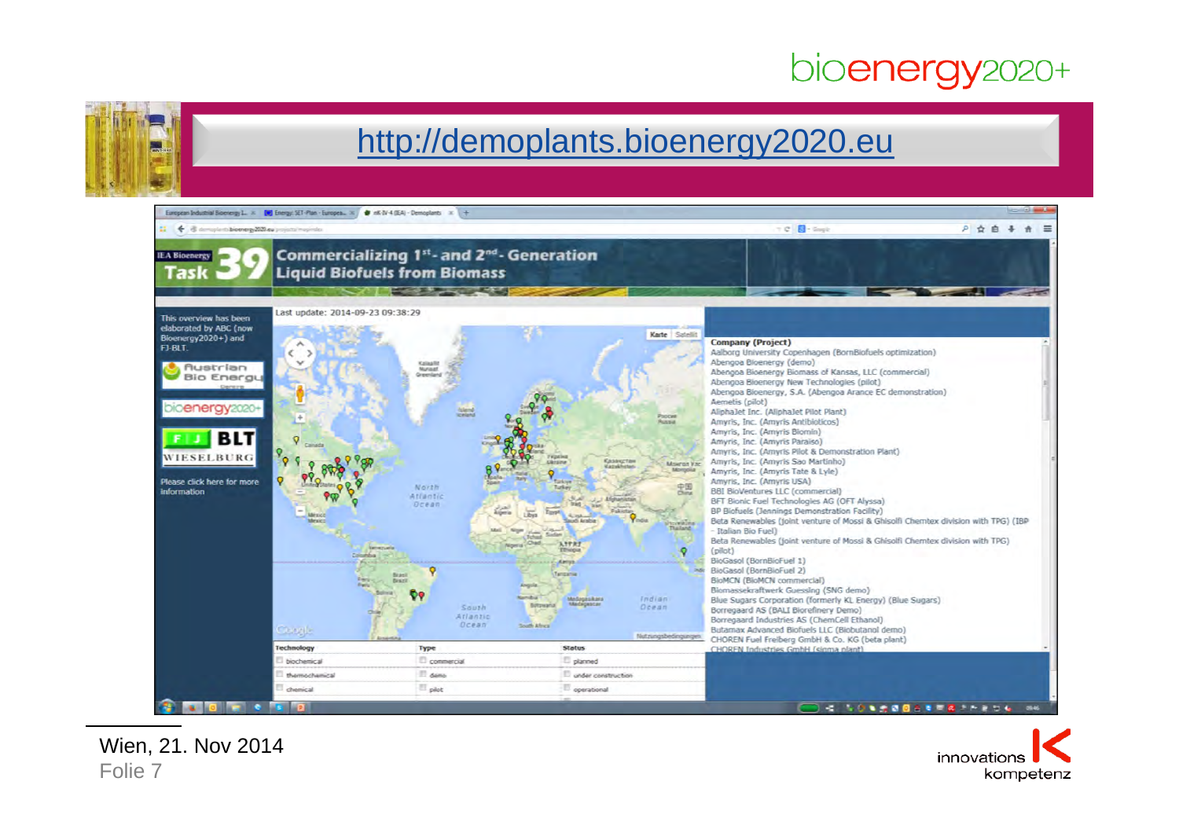# http://demoplants.bioenergy2020.eu

IEA Bioenergy Task 39

**Commercializing 1st- and 2nd- Generation Liquid Biofuels from Biomass**

This overview has been elaborated by ABC (now Bioenergy2020+) and FJ-BLT.

Please click here for more information

Last update: 2014-09-23 09:38:29

**Company (Project)**

- Aalborg University Copenhagen (BornBiofuels optimization)
- Abengoa Bioenergy (demo)
- Abengoa Bioenergy Biomass of Kansas, LLC (commercial)
- Abengoa Bioenergy New Technologies (pilot)
- Abengoa Bioenergy, S.A. (Abengoa Arance EC demonstration)
- Aemetis (pilot)
- AlphaJet Inc. (AlphaJet Pilot Plant)
- Amyris, Inc. (Amyris Antibioticos)
- Amyris, Inc. (Amyris Biomin)
- Amyris, Inc. (Amyris Paraiso)
- Amyris, Inc. (Amyris Pilot & Demonstration Plant)
- Amyris, Inc. (Amyris Sao Martinho)
- Amyris, Inc. (Amyris Tate & Lyle)
- Amyris, Inc. (Amyris USA)
- BBI BioVentures LLC (commercial)
- BFT Bionic Fuel Technologies AG (OFT Alyssa)
- BP Biofuels (Jennings Demonstration Facility)
- Beta Renewables (Joint venture of Mossi & Ghisolfi Chemtex division with TPG) (IBP - Italian Bio Fuel)
- Beta Renewables (Joint venture of Mossi & Ghisolfi Chemtex division with TPG) (pilot)
- BioGasol (BornBioFuel 1)
- BioGasol (BornBioFuel 2)
- BioMCN (BioMCN commercial)
- Biomassekraftwerk Guessing (SNG demo)
- Blue Sugars Corporation (formerly KL Energy) (Blue Sugars)
- Borregaard AS (BALI Biorefinery Demo)
- Borregaard Industries AS (ChemCell Ethanol)
- Butamax Advanced Biofuels LLC (Biobutanol demo)
- CHOREN Fuel Freiberg GmbH & Co. KG (beta plant)
- CHOREN Industries GmbH (sigma plant)

| Technology | Type | Status |
|---|---|---|
| biochemical | commercial | planned |
| thermochemical | demo | under construction |
| chemical | pilot | operational |

Wien, 21. Nov 2014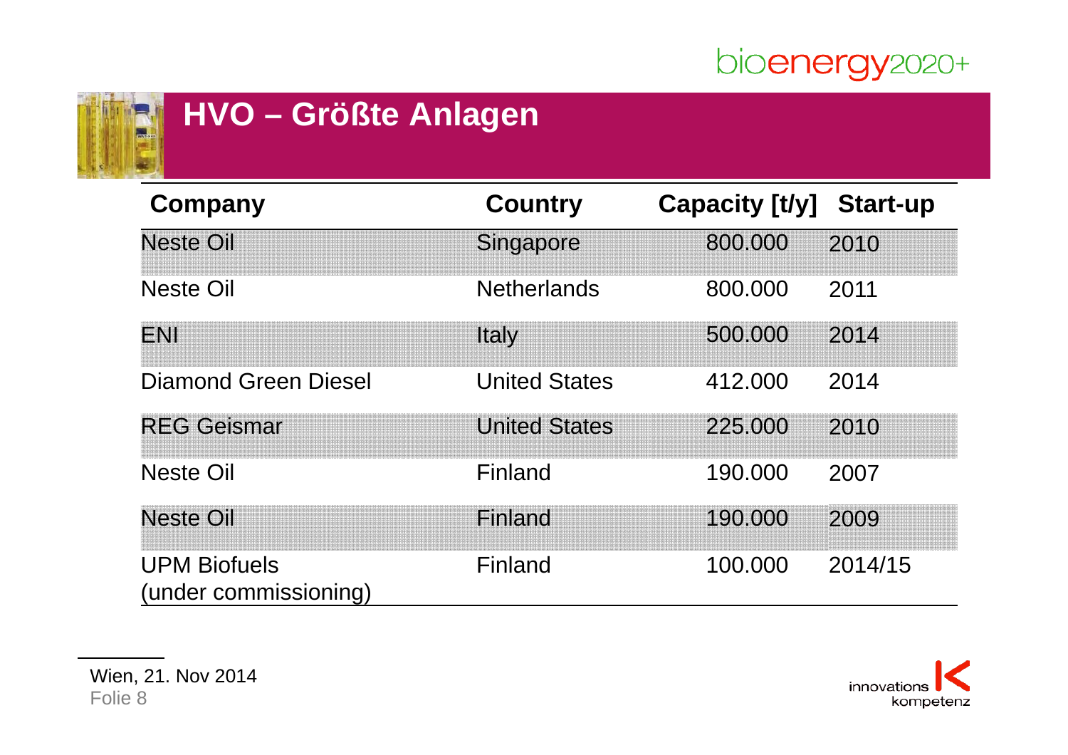# HVO – Größte Anlagen

| Company | Country | Capacity [t/y] | Start-up |
|---|---|---|---|
| Neste Oil | Singapore | 800.000 | 2010 |
| Neste Oil | Netherlands | 800.000 | 2011 |
| ENI | Italy | 500.000 | 2014 |
| Diamond Green Diesel | United States | 412.000 | 2014 |
| REG Geismar | United States | 225.000 | 2010 |
| Neste Oil | Finland | 190.000 | 2007 |
| Neste Oil | Finland | 190.000 | 2009 |
| UPM Biofuels (under commissioning) | Finland | 100.000 | 2014/15 |

Wien, 21. Nov 2014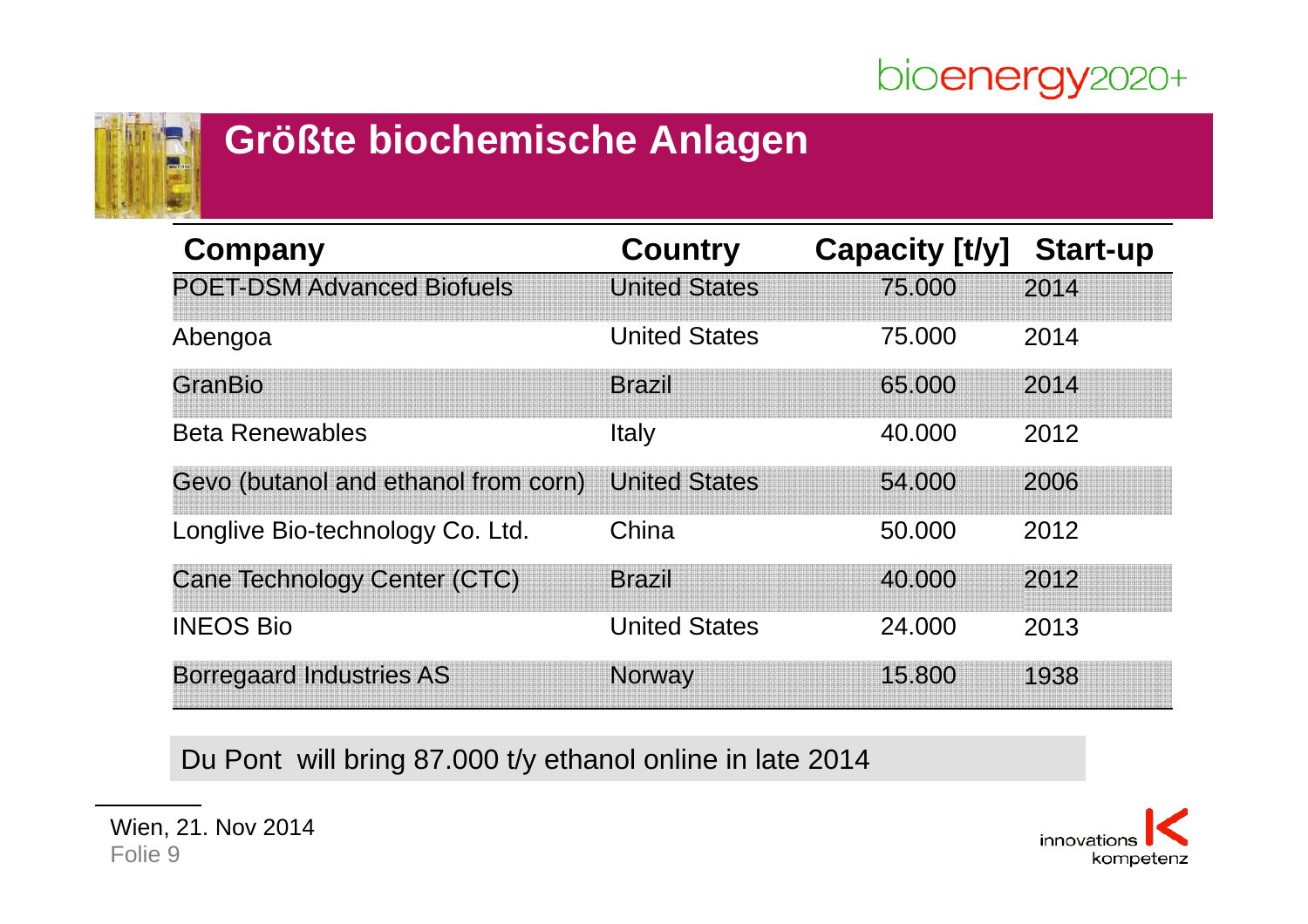# Größte biochemische Anlagen

| Company | Country | Capacity [t/y] | Start-up |
|---|---|---|---|
| POET-DSM Advanced Biofuels | United States | 75.000 | 2014 |
| Abengoa | United States | 75.000 | 2014 |
| GranBio | Brazil | 65.000 | 2014 |
| Beta Renewables | Italy | 40.000 | 2012 |
| Gevo (butanol and ethanol from corn) | United States | 54.000 | 2006 |
| Longlive Bio-technology Co. Ltd. | China | 50.000 | 2012 |
| Cane Technology Center (CTC) | Brazil | 40.000 | 2012 |
| INEOS Bio | United States | 24.000 | 2013 |
| Borregaard Industries AS | Norway | 15.800 | 1938 |

Du Pont will bring 87.000 t/y ethanol online in late 2014

Wien, 21. Nov 2014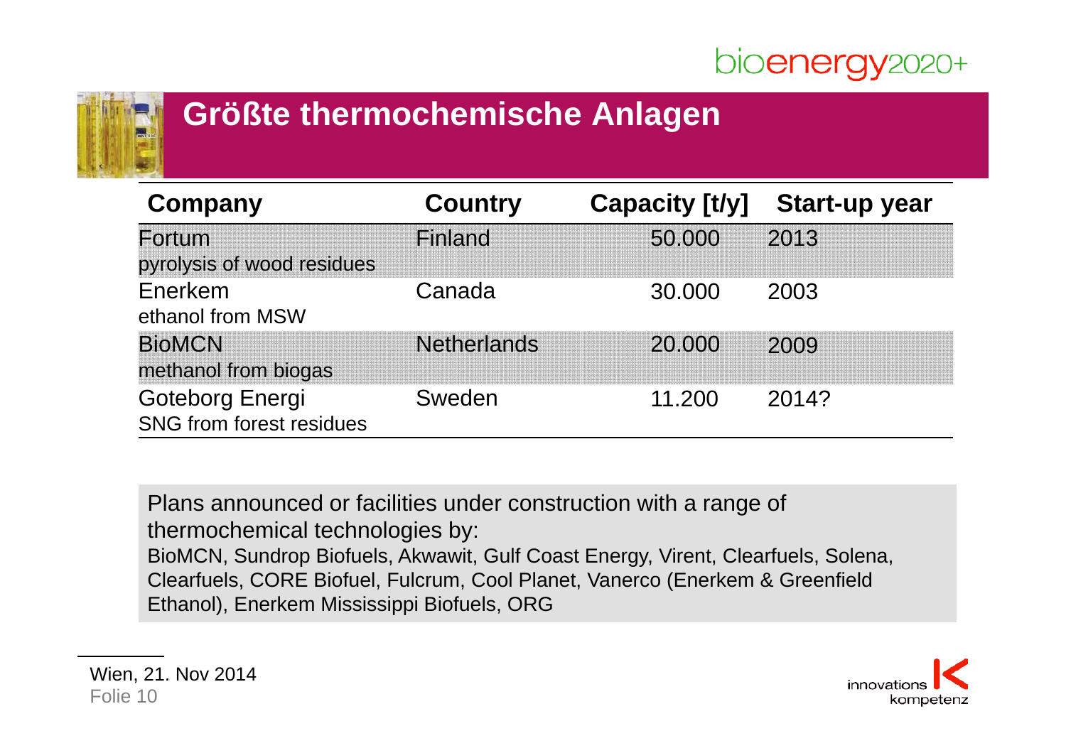# Größte thermochemische Anlagen

| Company | Country | Capacity [t/y] | Start-up year |
|---|---|---|---|
| Fortum<br>pyrolysis of wood residues | Finland | 50.000 | 2013 |
| Enerkem<br>ethanol from MSW | Canada | 30.000 | 2003 |
| BioMCN<br>methanol from biogas | Netherlands | 20.000 | 2009 |
| Goteborg Energi<br>SNG from forest residues | Sweden | 11.200 | 2014? |

Plans announced or facilities under construction with a range of thermochemical technologies by:
BioMCN, Sundrop Biofuels, Akwawit, Gulf Coast Energy, Virent, Clearfuels, Solena, Clearfuels, CORE Biofuel, Fulcrum, Cool Planet, Vanerco (Enerkem & Greenfield Ethanol), Enerkem Mississippi Biofuels, ORG

Wien, 21. Nov 2014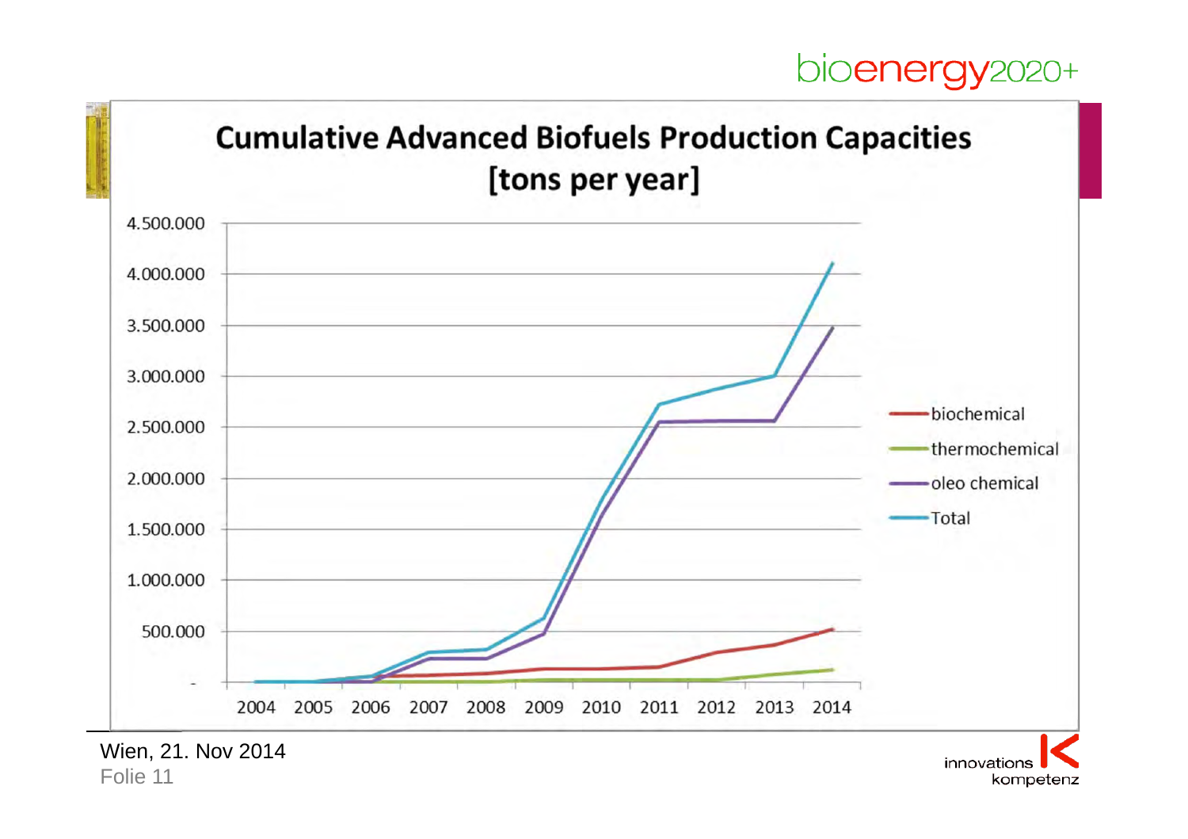# Cumulative Advanced Biofuels Production Capacities [tons per year]

Wien, 21. Nov 2014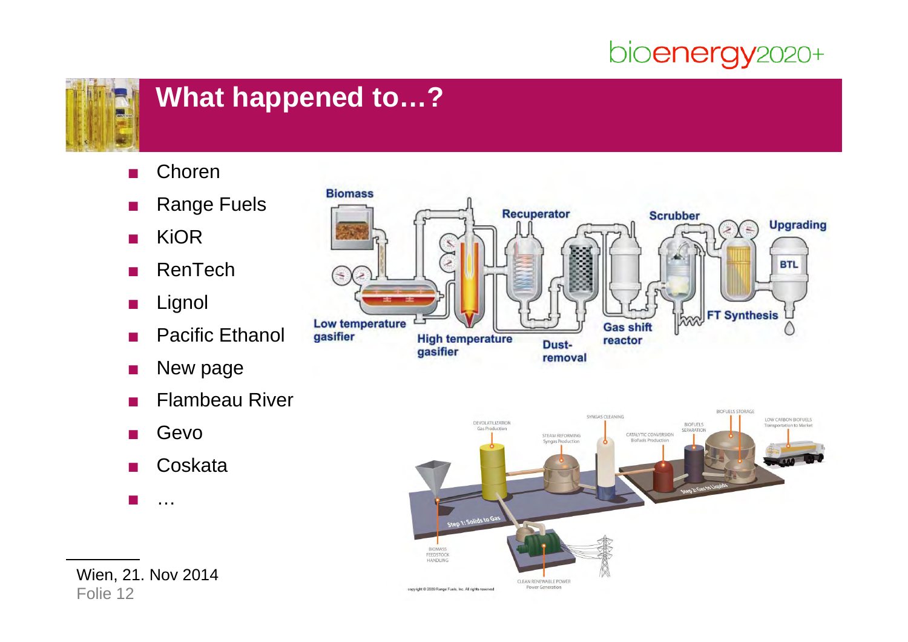# What happened to…?

- Choren
- Range Fuels
- KiOR
- RenTech
- Lignol
- Pacific Ethanol
- New page
- Flambeau River
- Gevo
- Coskata
- …

Wien, 21. Nov 2014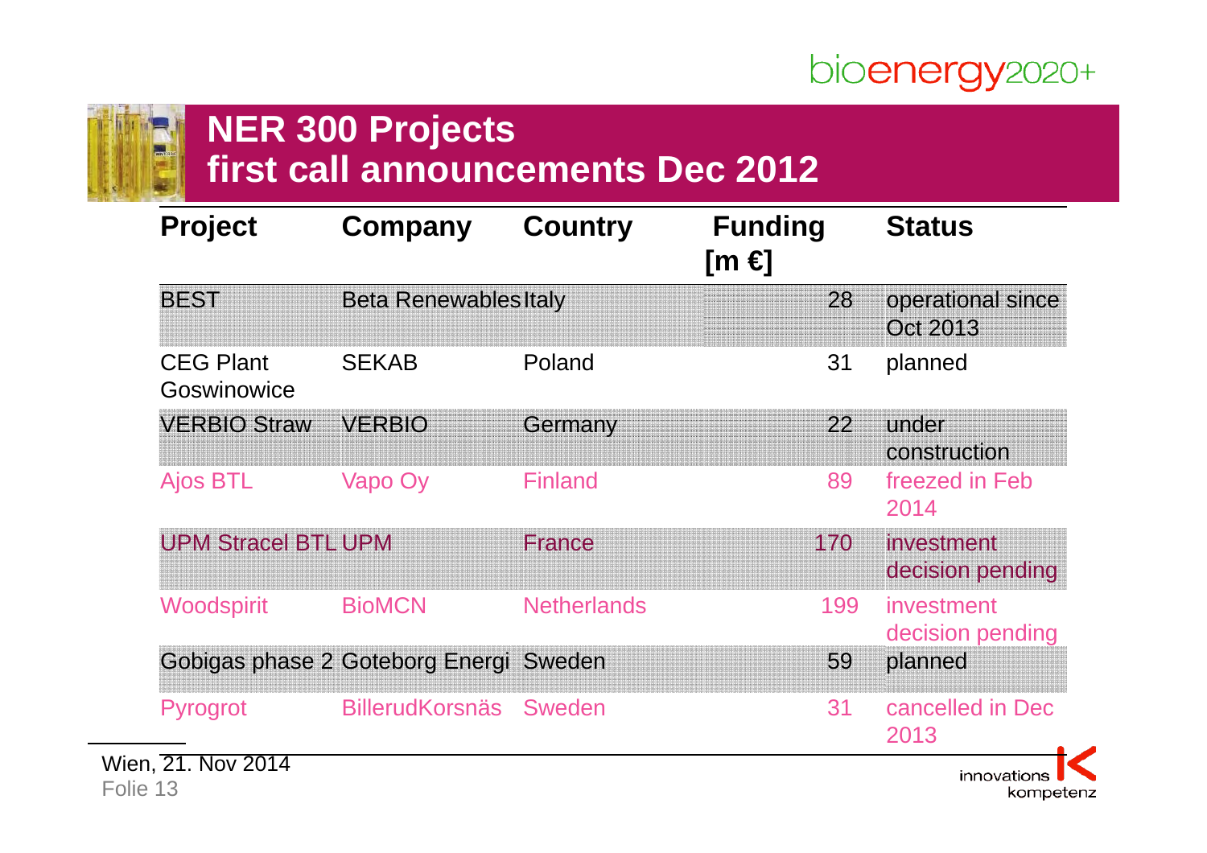## NER 300 Projects
## first call announcements Dec 2012

| Project | Company | Country | Funding [m €] | Status |
|---|---|---|---|---|
| BEST | Beta Renewables | Italy | 28 | operational since Oct 2013 |
| CEG Plant Goswinowice | SEKAB | Poland | 31 | planned |
| VERBIO Straw | VERBIO | Germany | 22 | under construction |
| Ajos BTL | Vapo Oy | Finland | 89 | freezed in Feb 2014 |
| UPM Stracel BTL | UPM | France | 170 | investment decision pending |
| Woodspirit | BioMCN | Netherlands | 199 | investment decision pending |
| Gobigas phase 2 | Goteborg Energi | Sweden | 59 | planned |
| Pyrogrot | BillerudKorsnäs | Sweden | 31 | cancelled in Dec 2013 |

Wien, 21. Nov 2014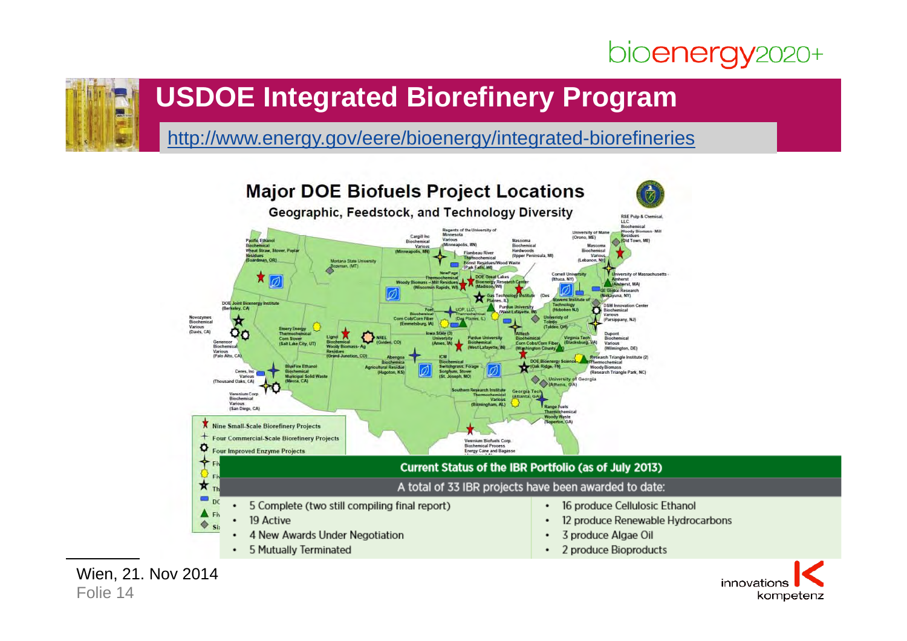# USDOE Integrated Biorefinery Program

http://www.energy.gov/eere/bioenergy/integrated-biorefineries

## Major DOE Biofuels Project Locations

Geographic, Feedstock, and Technology Diversity

**Current Status of the IBR Portfolio (as of July 2013)**

A total of 33 IBR projects have been awarded to date:

- 5 Complete (two still compiling final report)
- 19 Active
- 4 New Awards Under Negotiation
- 5 Mutually Terminated

- 16 produce Cellulosic Ethanol
- 12 produce Renewable Hydrocarbons
- 3 produce Algae Oil
- 2 produce Bioproducts

Wien, 21. Nov 2014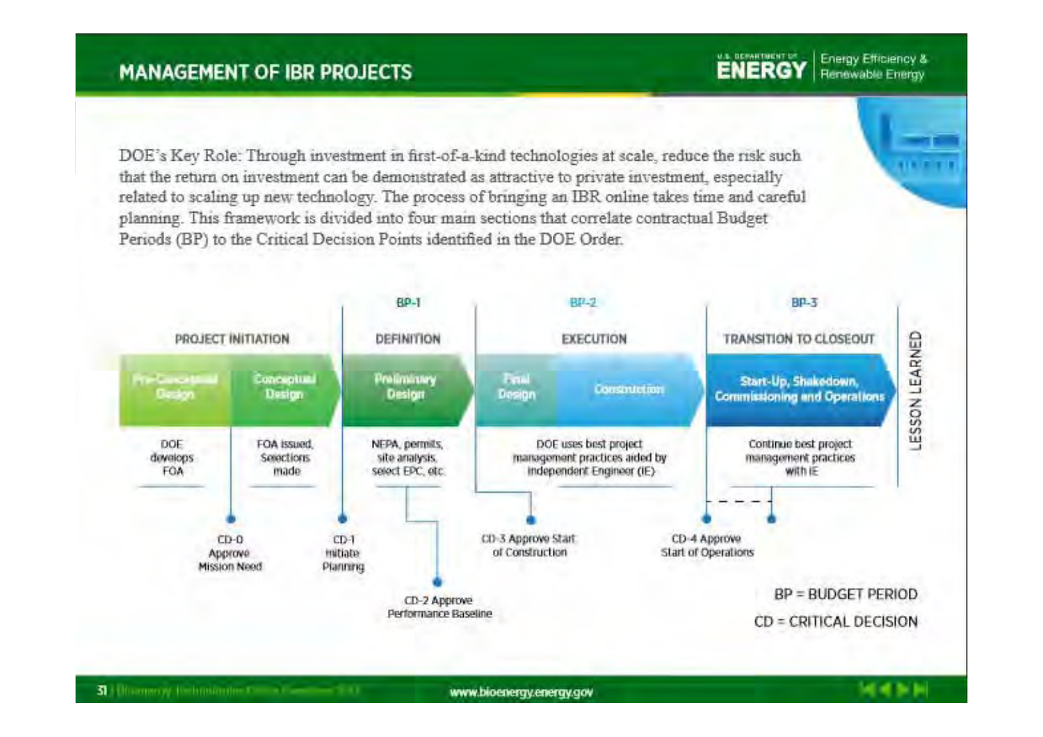# MANAGEMENT OF IBR PROJECTS

DOE's Key Role: Through investment in first-of-a-kind technologies at scale, reduce the risk such that the return on investment can be demonstrated as attractive to private investment, especially related to scaling up new technology. The process of bringing an IBR online takes time and careful planning. This framework is divided into four main sections that correlate contractual Budget Periods (BP) to the Critical Decision Points identified in the DOE Order.

| | PROJECT INITIATION | | BP-1 DEFINITION | BP-2 EXECUTION | | BP-3 TRANSITION TO CLOSEOUT | LESSON LEARNED |
|---|---|---|---|---|---|---|---|
| **Phase** | Pre-Conceptual Design | Conceptual Design | Preliminary Design | Final Design | Construction | Start-Up, Shakedown, Commissioning and Operations | |
| **Activities** | DOE develops FOA | FOA issued, Selections made | NEPA, permits, site analysis, select EPC, etc. | DOE uses best project management practices aided by independent Engineer (IE) | | Continue best project management practices with IE | |

Critical Decisions:

- CD-0 Approve Mission Need
- CD-1 Initiate Planning
- CD-2 Approve Performance Baseline
- CD-3 Approve Start of Construction
- CD-4 Approve Start of Operations

BP = BUDGET PERIOD

CD = CRITICAL DECISION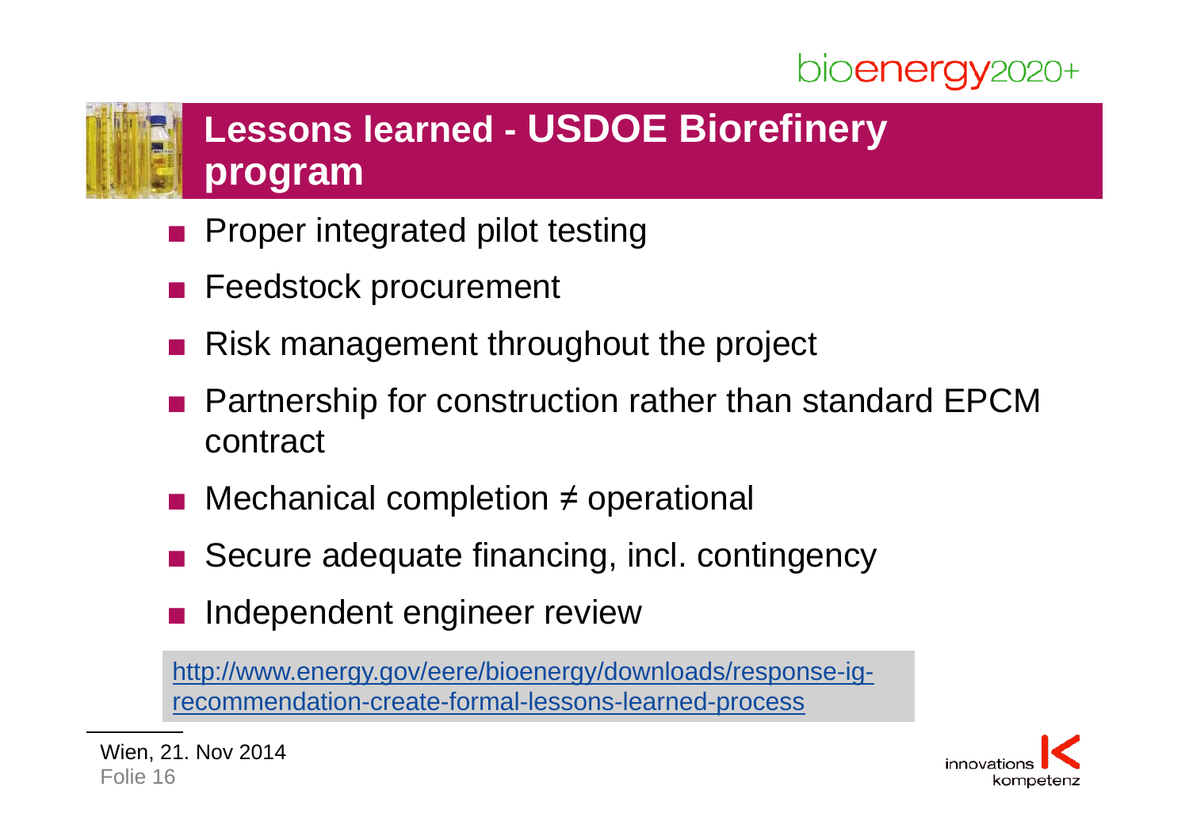## Lessons learned - USDOE Biorefinery program

- Proper integrated pilot testing
- Feedstock procurement
- Risk management throughout the project
- Partnership for construction rather than standard EPCM contract
- Mechanical completion ≠ operational
- Secure adequate financing, incl. contingency
- Independent engineer review

http://www.energy.gov/eere/bioenergy/downloads/response-ig-recommendation-create-formal-lessons-learned-process

Wien, 21. Nov 2014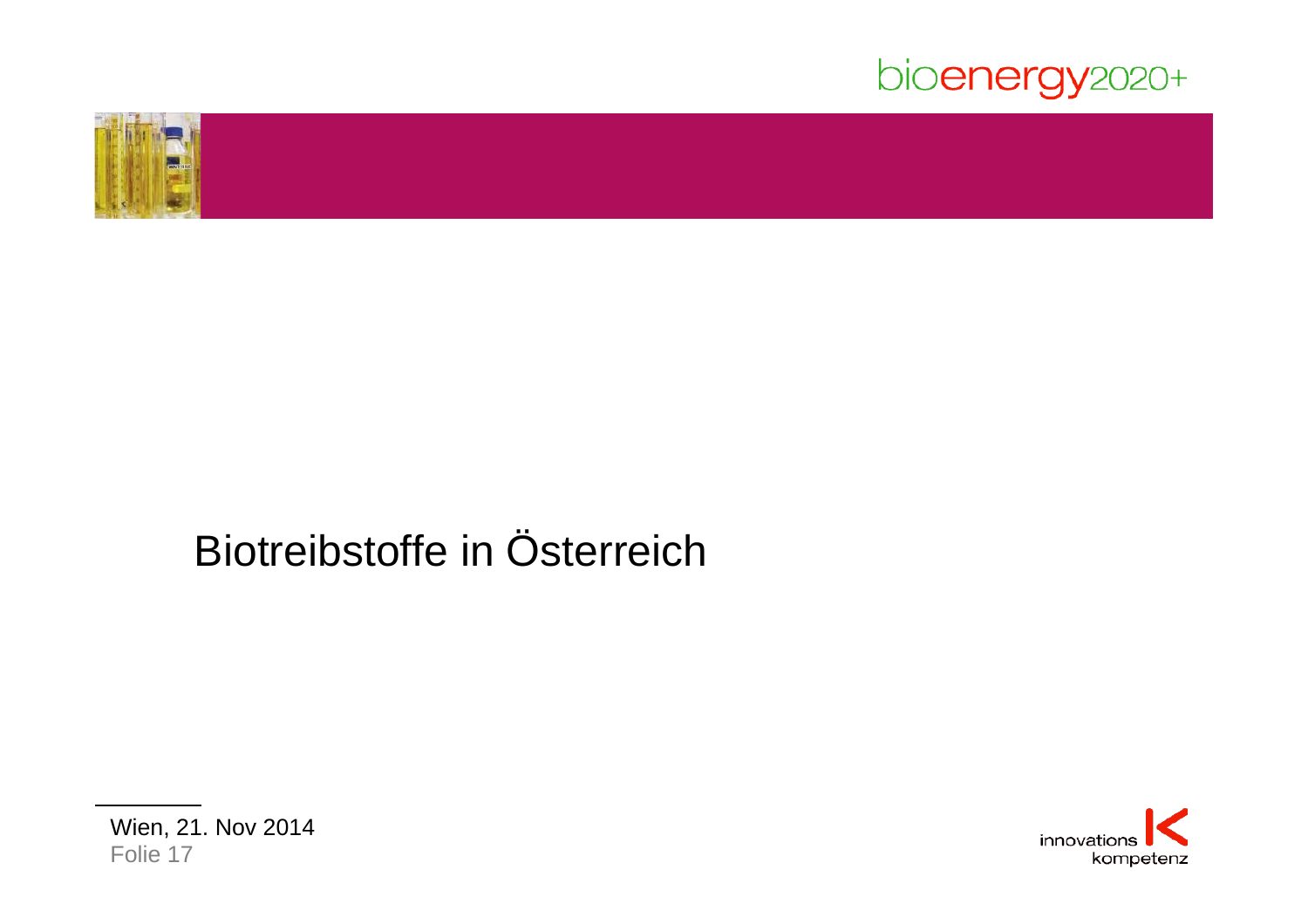# Biotreibstoffe in Österreich

Wien, 21. Nov 2014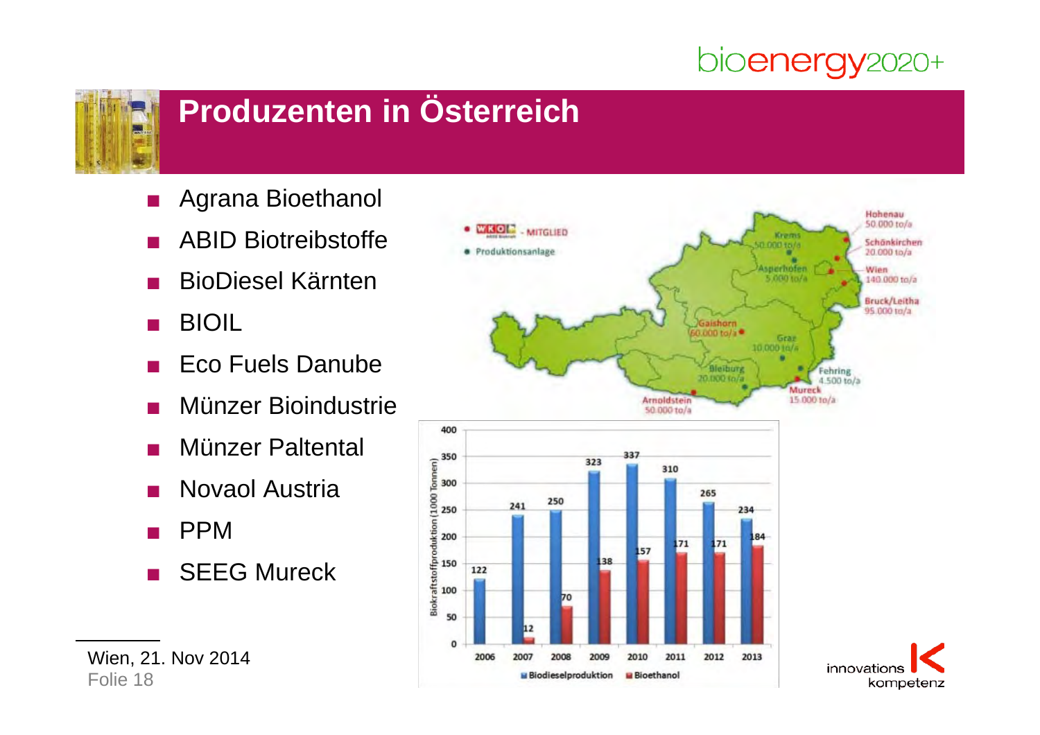# Produzenten in Österreich

- Agrana Bioethanol
- ABID Biotreibstoffe
- BioDiesel Kärnten
- BIOIL
- Eco Fuels Danube
- Münzer Bioindustrie
- Münzer Paltental
- Novaol Austria
- PPM
- SEEG Mureck

| Standort | Kapazität |
|---|---|
| Hohenau | 50.000 to/a |
| Schönkirchen | 20.000 to/a |
| Wien | 140.000 to/a |
| Bruck/Leitha | 95.000 to/a |
| Krems | 50.000 to/a |
| Asperhofen | 5.000 to/a |
| Gaishorn | 60.000 to/a |
| Graz | 10.000 to/a |
| Bleiburg | 20.000 to/a |
| Fehring | 4.500 to/a |
| Mureck | 15.000 to/a |
| Arnoldstein | 50.000 to/a |

Legende: WKO – MITGLIED; Produktionsanlage

Biokraftstoffproduktion (1000 Tonnen)

| Jahr | Biodieselproduktion | Bioethanol |
|---|---|---|
| 2006 | 122 | |
| 2007 | 241 | 12 |
| 2008 | 250 | 70 |
| 2009 | 323 | 138 |
| 2010 | 337 | 157 |
| 2011 | 310 | 171 |
| 2012 | 265 | 171 |
| 2013 | 234 | 184 |

Wien, 21. Nov 2014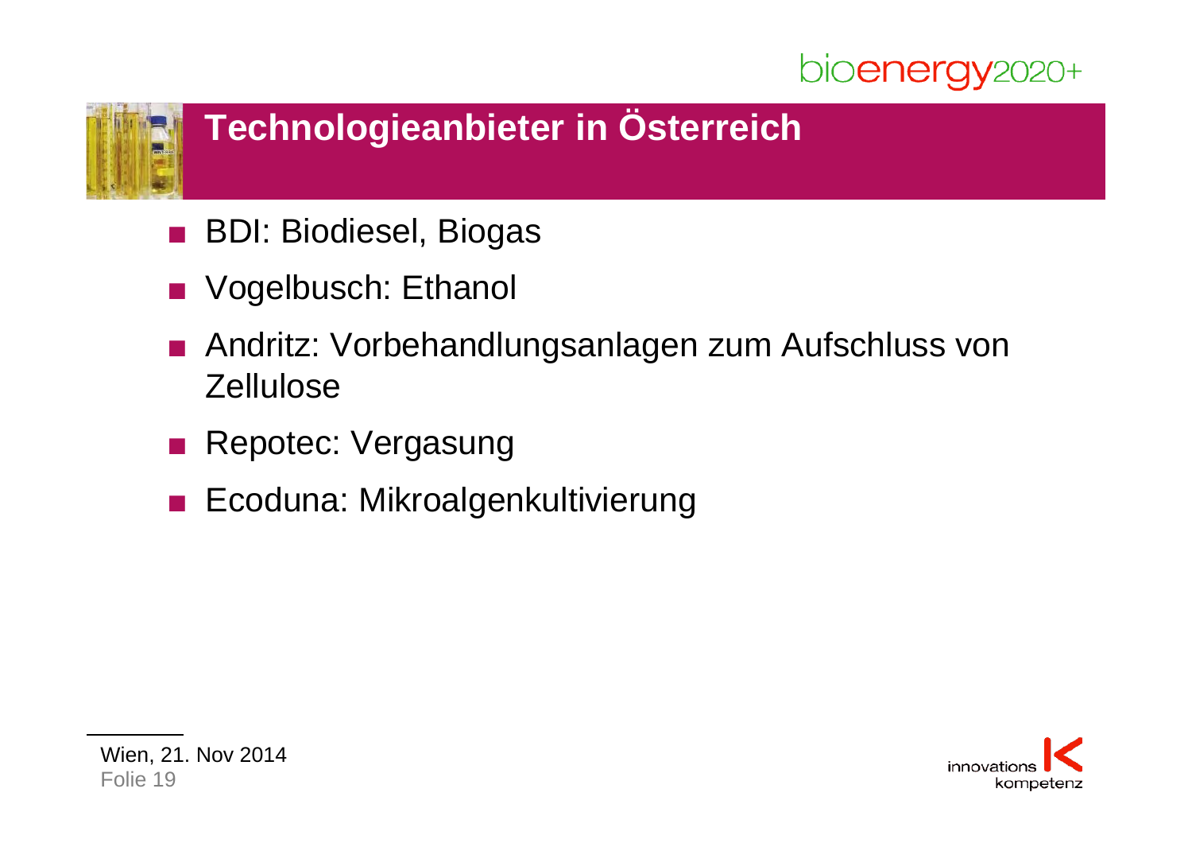# Technologieanbieter in Österreich

- BDI: Biodiesel, Biogas
- Vogelbusch: Ethanol
- Andritz: Vorbehandlungsanlagen zum Aufschluss von Zellulose
- Repotec: Vergasung
- Ecoduna: Mikroalgenkultivierung

Wien, 21. Nov 2014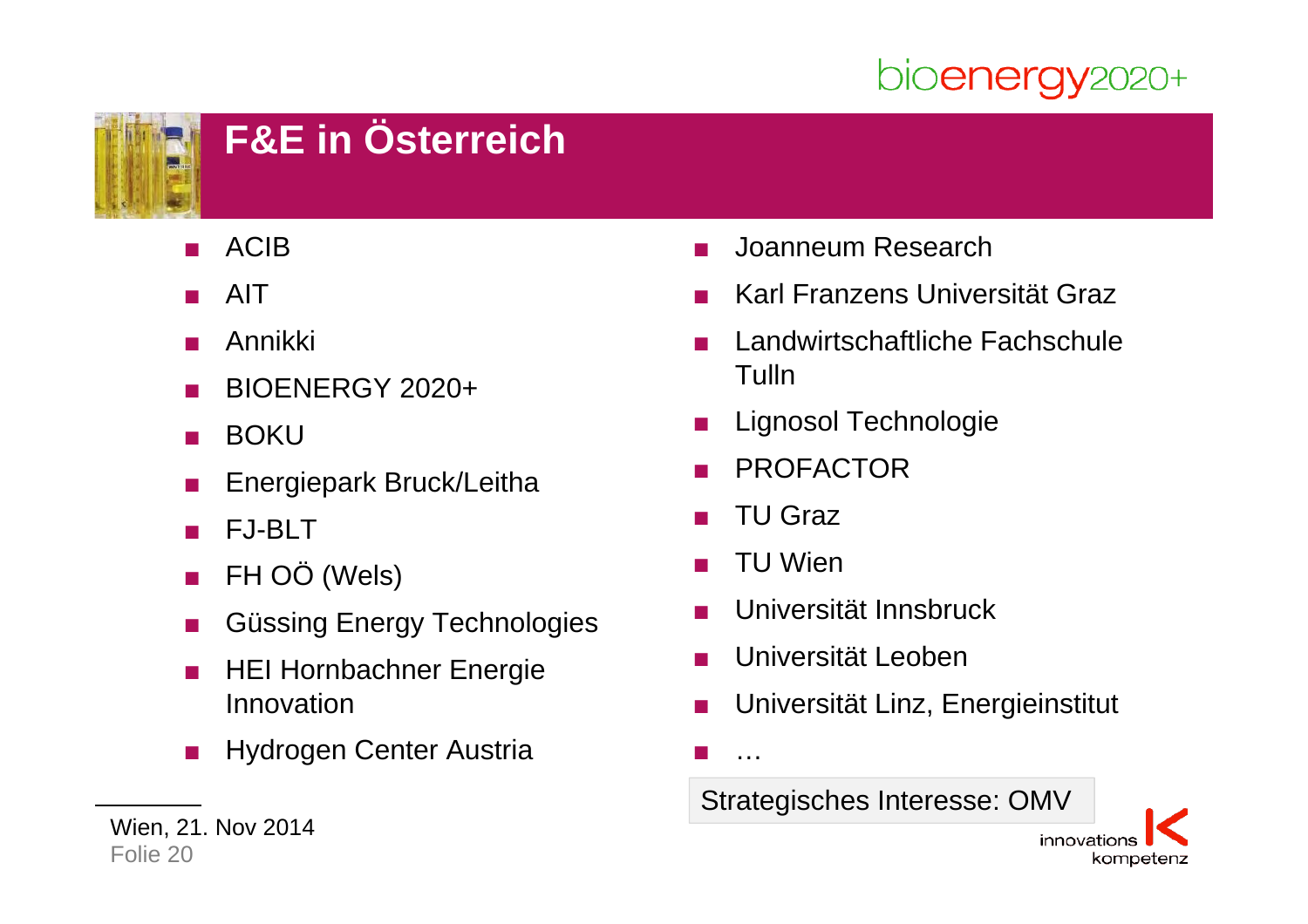# F&E in Österreich

- ACIB
- AIT
- Annikki
- BIOENERGY 2020+
- BOKU
- Energiepark Bruck/Leitha
- FJ-BLT
- FH OÖ (Wels)
- Güssing Energy Technologies
- HEI Hornbachner Energie Innovation
- Hydrogen Center Austria
- Joanneum Research
- Karl Franzens Universität Graz
- Landwirtschaftliche Fachschule Tulln
- Lignosol Technologie
- PROFACTOR
- TU Graz
- TU Wien
- Universität Innsbruck
- Universität Leoben
- Universität Linz, Energieinstitut
- …

Strategisches Interesse: OMV

Wien, 21. Nov 2014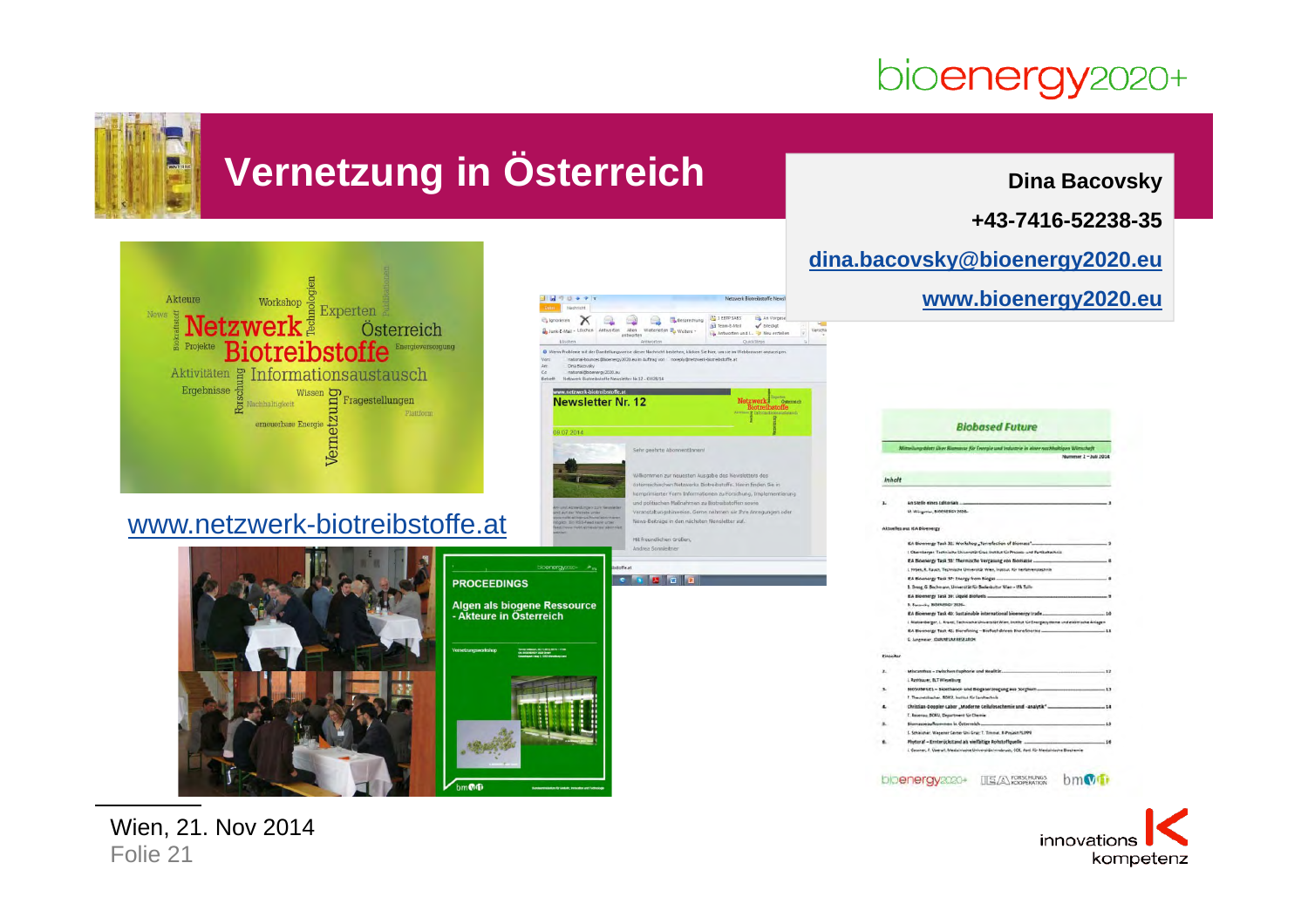# Vernetzung in Österreich

**Dina Bacovsky**

**+43-7416-52238-35**

**dina.bacovsky@bioenergy2020.eu**

**www.bioenergy2020.eu**

www.netzwerk-biotreibstoffe.at

Wien, 21. Nov 2014